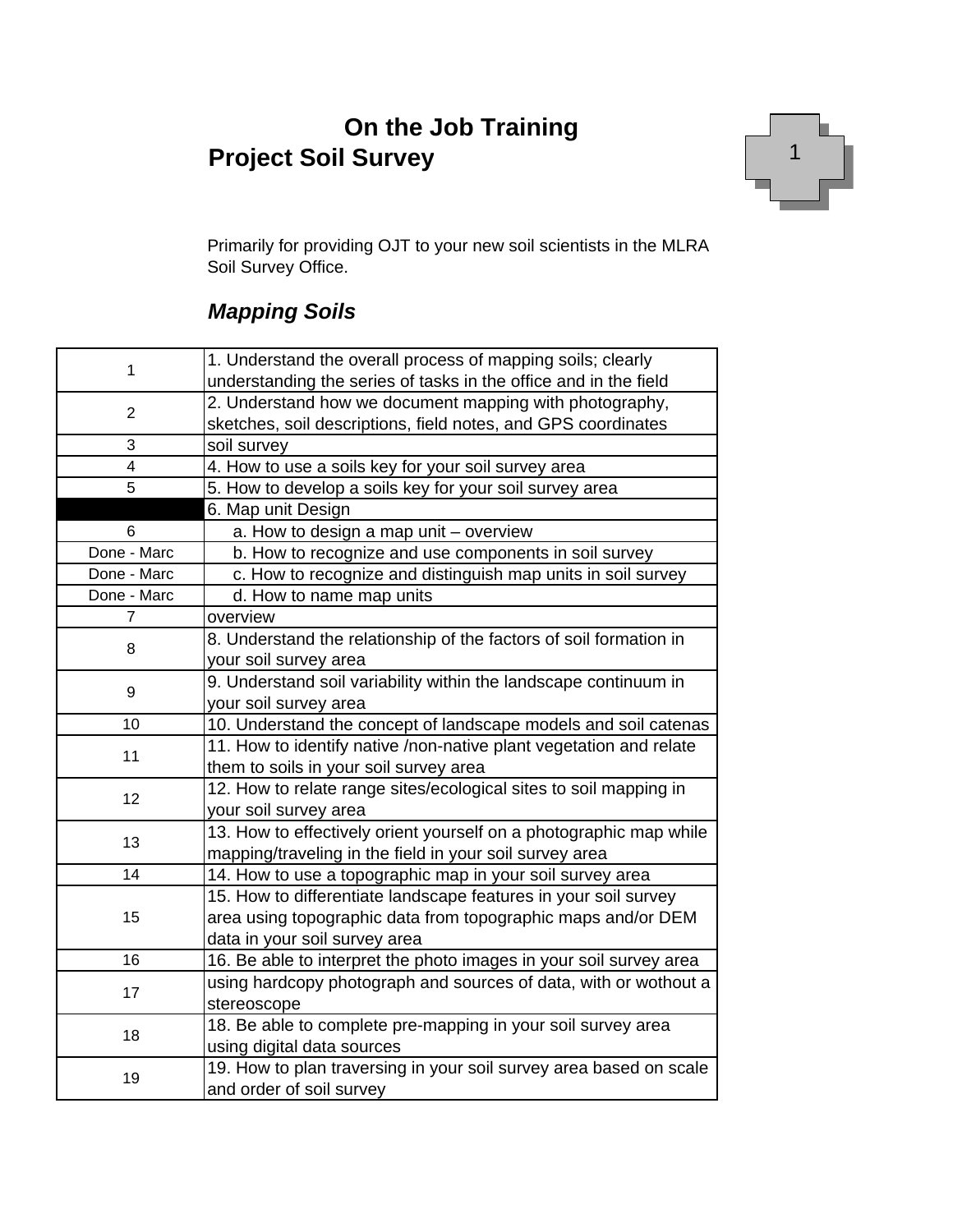# On the Job Training

## Project Soil Survey

1

Primarily for providing OJT to your new soil scientists in the MLRA Soil Survey Office.

### *Mapping Soils*

| | |
|---|---|
| 1 | 1. Understand the overall process of mapping soils; clearly understanding the series of tasks in the office and in the field |
| 2 | 2. Understand how we document mapping with photography, sketches, soil descriptions, field notes, and GPS coordinates |
| 3 | soil survey |
| 4 | 4. How to use a soils key for your soil survey area |
| 5 | 5. How to develop a soils key for your soil survey area |
| | 6. Map unit Design |
| 6 | a. How to design a map unit – overview |
| Done - Marc | b. How to recognize and use components in soil survey |
| Done - Marc | c. How to recognize and distinguish map units in soil survey |
| Done - Marc | d. How to name map units |
| 7 | overview |
| 8 | 8. Understand the relationship of the factors of soil formation in your soil survey area |
| 9 | 9. Understand soil variability within the landscape continuum in your soil survey area |
| 10 | 10. Understand the concept of landscape models and soil catenas |
| 11 | 11. How to identify native /non-native plant vegetation and relate them to soils in your soil survey area |
| 12 | 12. How to relate range sites/ecological sites to soil mapping in your soil survey area |
| 13 | 13. How to effectively orient yourself on a photographic map while mapping/traveling in the field in your soil survey area |
| 14 | 14. How to use a topographic map in your soil survey area |
| 15 | 15. How to differentiate landscape features in your soil survey area using topographic data from topographic maps and/or DEM data in your soil survey area |
| 16 | 16. Be able to interpret the photo images in your soil survey area |
| 17 | using hardcopy photograph and sources of data, with or wothout a stereoscope |
| 18 | 18. Be able to complete pre-mapping in your soil survey area using digital data sources |
| 19 | 19. How to plan traversing in your soil survey area based on scale and order of soil survey |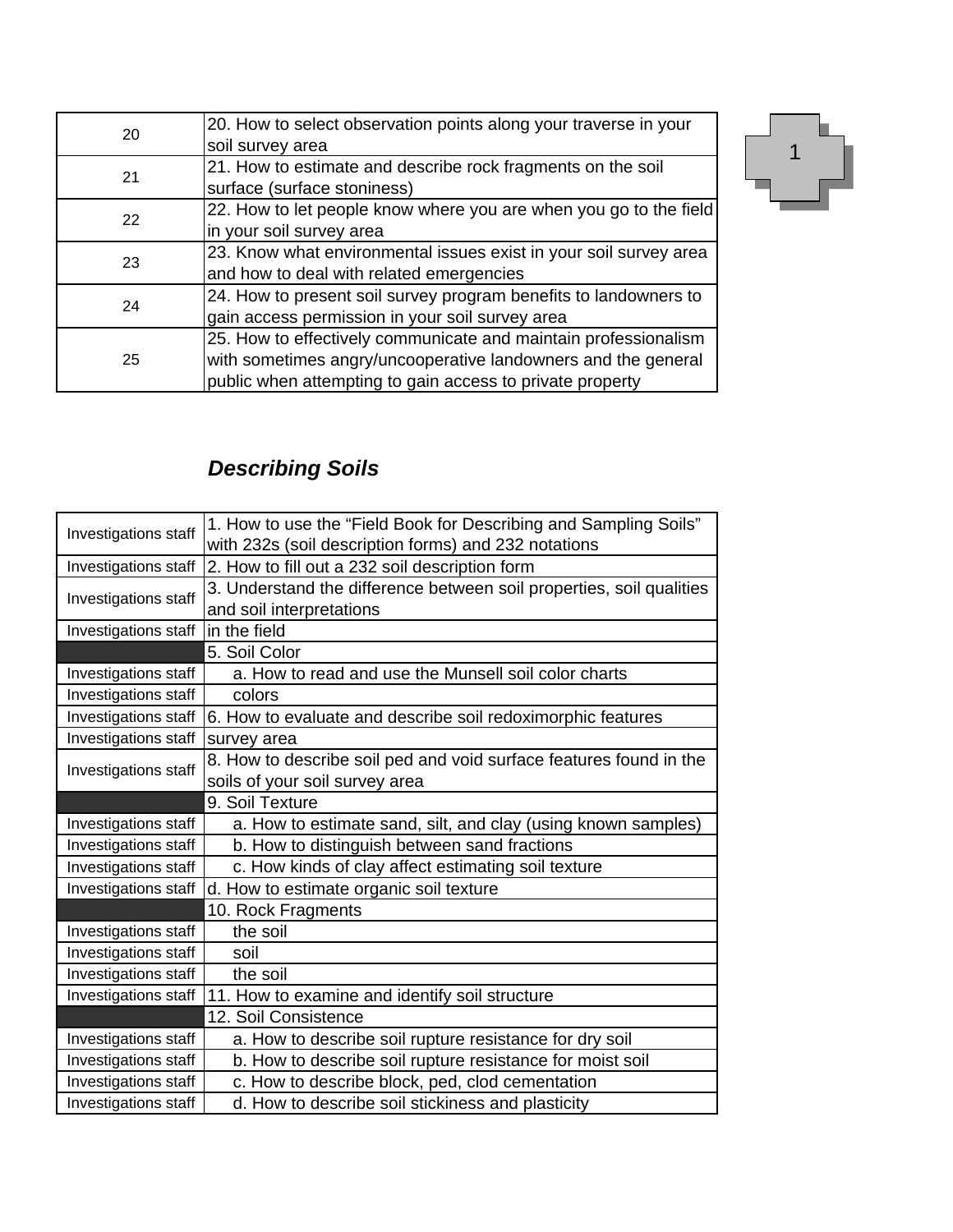| 20 | 20. How to select observation points along your traverse in your soil survey area |
|---|---|
| 21 | 21. How to estimate and describe rock fragments on the soil surface (surface stoniness) |
| 22 | 22. How to let people know where you are when you go to the field in your soil survey area |
| 23 | 23. Know what environmental issues exist in your soil survey area and how to deal with related emergencies |
| 24 | 24. How to present soil survey program benefits to landowners to gain access permission in your soil survey area |
| 25 | 25. How to effectively communicate and maintain professionalism with sometimes angry/uncooperative landowners and the general public when attempting to gain access to private property |

1

### *Describing Soils*

| Investigations staff | 1. How to use the “Field Book for Describing and Sampling Soils” with 232s (soil description forms) and 232 notations |
|---|---|
| Investigations staff | 2. How to fill out a 232 soil description form |
| Investigations staff | 3. Understand the difference between soil properties, soil qualities and soil interpretations |
| Investigations staff | in the field |
| | 5. Soil Color |
| Investigations staff | a. How to read and use the Munsell soil color charts |
| Investigations staff | colors |
| Investigations staff | 6. How to evaluate and describe soil redoximorphic features |
| Investigations staff | survey area |
| Investigations staff | 8. How to describe soil ped and void surface features found in the soils of your soil survey area |
| | 9. Soil Texture |
| Investigations staff | a. How to estimate sand, silt, and clay (using known samples) |
| Investigations staff | b. How to distinguish between sand fractions |
| Investigations staff | c. How kinds of clay affect estimating soil texture |
| Investigations staff | d. How to estimate organic soil texture |
| | 10. Rock Fragments |
| Investigations staff | the soil |
| Investigations staff | soil |
| Investigations staff | the soil |
| Investigations staff | 11. How to examine and identify soil structure |
| | 12. Soil Consistence |
| Investigations staff | a. How to describe soil rupture resistance for dry soil |
| Investigations staff | b. How to describe soil rupture resistance for moist soil |
| Investigations staff | c. How to describe block, ped, clod cementation |
| Investigations staff | d. How to describe soil stickiness and plasticity |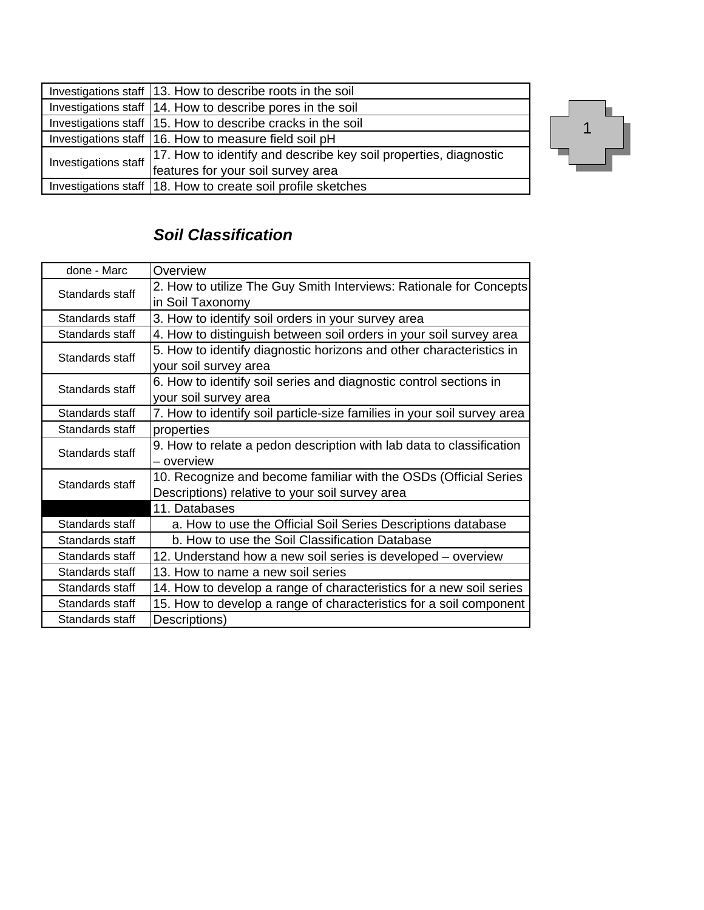| | |
|---|---|
| Investigations staff | 13. How to describe roots in the soil |
| Investigations staff | 14. How to describe pores in the soil |
| Investigations staff | 15. How to describe cracks in the soil |
| Investigations staff | 16. How to measure field soil pH |
| Investigations staff | 17. How to identify and describe key soil properties, diagnostic features for your soil survey area |
| Investigations staff | 18. How to create soil profile sketches |

## *Soil Classification*

| | |
|---|---|
| done - Marc | Overview |
| Standards staff | 2. How to utilize The Guy Smith Interviews: Rationale for Concepts in Soil Taxonomy |
| Standards staff | 3. How to identify soil orders in your survey area |
| Standards staff | 4. How to distinguish between soil orders in your soil survey area |
| Standards staff | 5. How to identify diagnostic horizons and other characteristics in your soil survey area |
| Standards staff | 6. How to identify soil series and diagnostic control sections in your soil survey area |
| Standards staff | 7. How to identify soil particle-size families in your soil survey area |
| Standards staff | properties |
| Standards staff | 9. How to relate a pedon description with lab data to classification – overview |
| Standards staff | 10. Recognize and become familiar with the OSDs (Official Series Descriptions) relative to your soil survey area |
| | 11. Databases |
| Standards staff | a. How to use the Official Soil Series Descriptions database |
| Standards staff | b. How to use the Soil Classification Database |
| Standards staff | 12. Understand how a new soil series is developed – overview |
| Standards staff | 13. How to name a new soil series |
| Standards staff | 14. How to develop a range of characteristics for a new soil series |
| Standards staff | 15. How to develop a range of characteristics for a soil component |
| Standards staff | Descriptions) |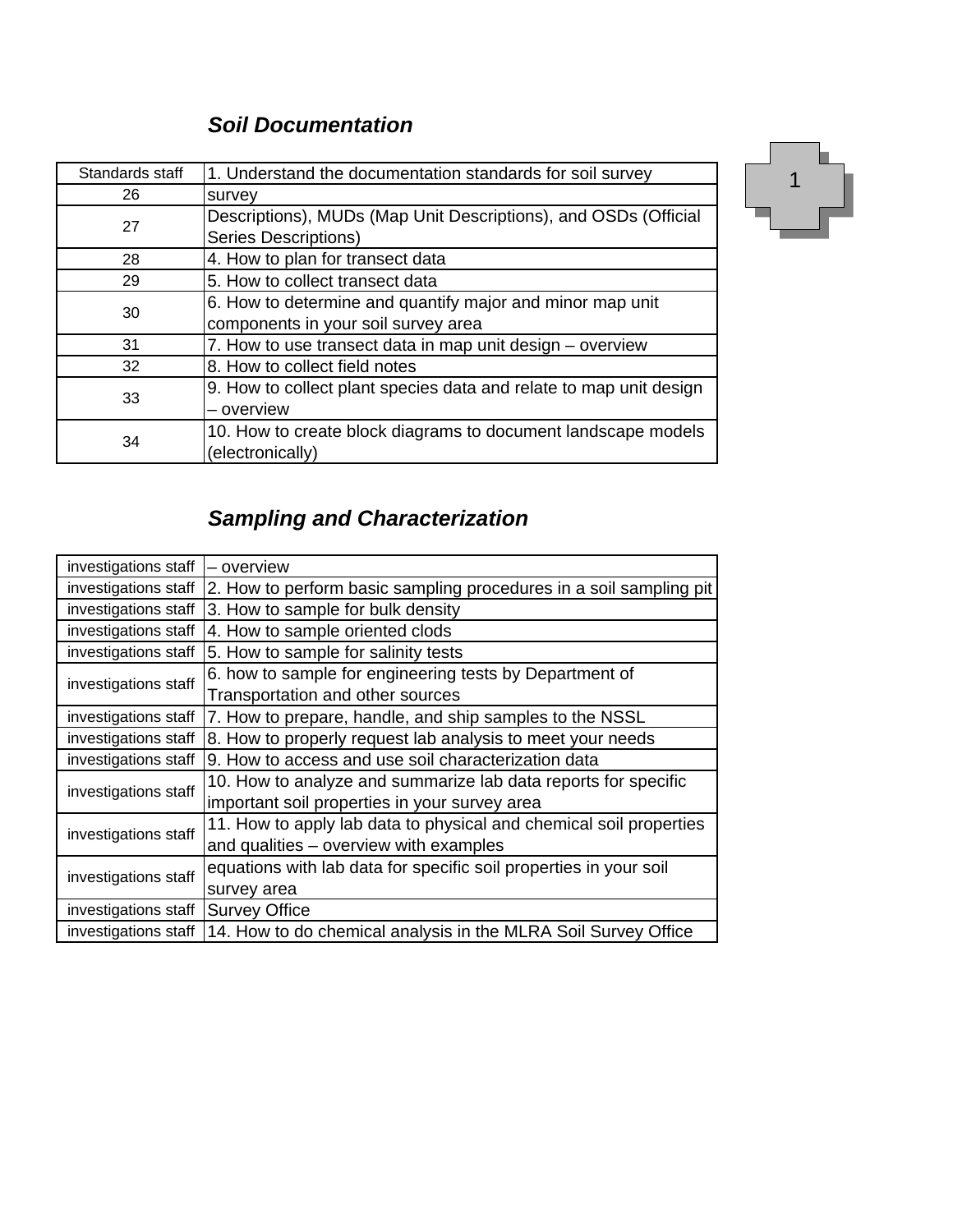### *Soil Documentation*

| Standards staff | 1. Understand the documentation standards for soil survey |
|---|---|
| 26 | survey |
| 27 | Descriptions), MUDs (Map Unit Descriptions), and OSDs (Official Series Descriptions) |
| 28 | 4. How to plan for transect data |
| 29 | 5. How to collect transect data |
| 30 | 6. How to determine and quantify major and minor map unit components in your soil survey area |
| 31 | 7. How to use transect data in map unit design – overview |
| 32 | 8. How to collect field notes |
| 33 | 9. How to collect plant species data and relate to map unit design – overview |
| 34 | 10. How to create block diagrams to document landscape models (electronically) |

1

### *Sampling and Characterization*

| investigations staff | – overview |
|---|---|
| investigations staff | 2. How to perform basic sampling procedures in a soil sampling pit |
| investigations staff | 3. How to sample for bulk density |
| investigations staff | 4. How to sample oriented clods |
| investigations staff | 5. How to sample for salinity tests |
| investigations staff | 6. how to sample for engineering tests by Department of Transportation and other sources |
| investigations staff | 7. How to prepare, handle, and ship samples to the NSSL |
| investigations staff | 8. How to properly request lab analysis to meet your needs |
| investigations staff | 9. How to access and use soil characterization data |
| investigations staff | 10. How to analyze and summarize lab data reports for specific important soil properties in your survey area |
| investigations staff | 11. How to apply lab data to physical and chemical soil properties and qualities – overview with examples |
| investigations staff | equations with lab data for specific soil properties in your soil survey area |
| investigations staff | Survey Office |
| investigations staff | 14. How to do chemical analysis in the MLRA Soil Survey Office |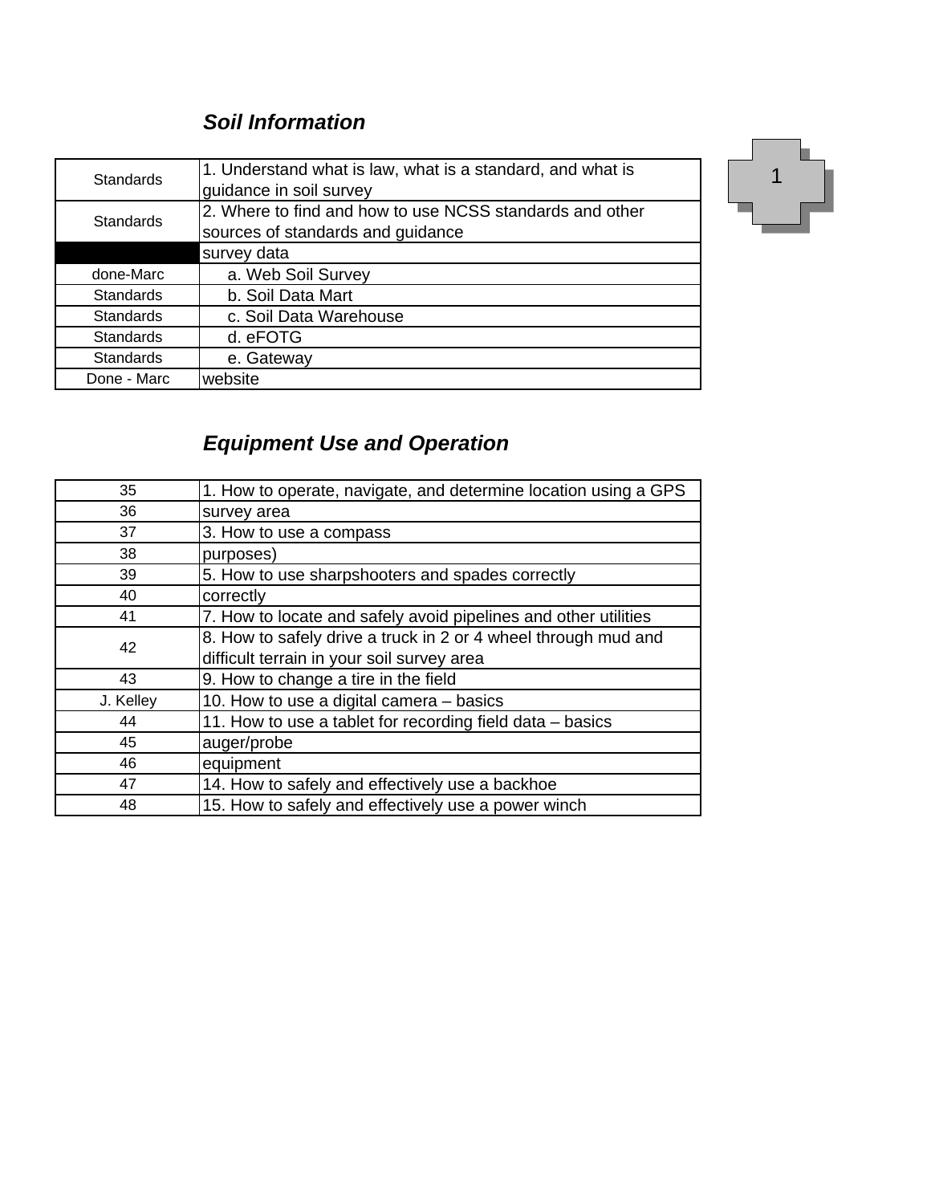### *Soil Information*

| | |
|---|---|
| Standards | 1. Understand what is law, what is a standard, and what is guidance in soil survey |
| Standards | 2. Where to find and how to use NCSS standards and other sources of standards and guidance |
| | survey data |
| done-Marc | a. Web Soil Survey |
| Standards | b. Soil Data Mart |
| Standards | c. Soil Data Warehouse |
| Standards | d. eFOTG |
| Standards | e. Gateway |
| Done - Marc | website |

1

### *Equipment Use and Operation*

| | |
|---|---|
| 35 | 1. How to operate, navigate, and determine location using a GPS |
| 36 | survey area |
| 37 | 3. How to use a compass |
| 38 | purposes) |
| 39 | 5. How to use sharpshooters and spades correctly |
| 40 | correctly |
| 41 | 7. How to locate and safely avoid pipelines and other utilities |
| 42 | 8. How to safely drive a truck in 2 or 4 wheel through mud and difficult terrain in your soil survey area |
| 43 | 9. How to change a tire in the field |
| J. Kelley | 10. How to use a digital camera – basics |
| 44 | 11. How to use a tablet for recording field data – basics |
| 45 | auger/probe |
| 46 | equipment |
| 47 | 14. How to safely and effectively use a backhoe |
| 48 | 15. How to safely and effectively use a power winch |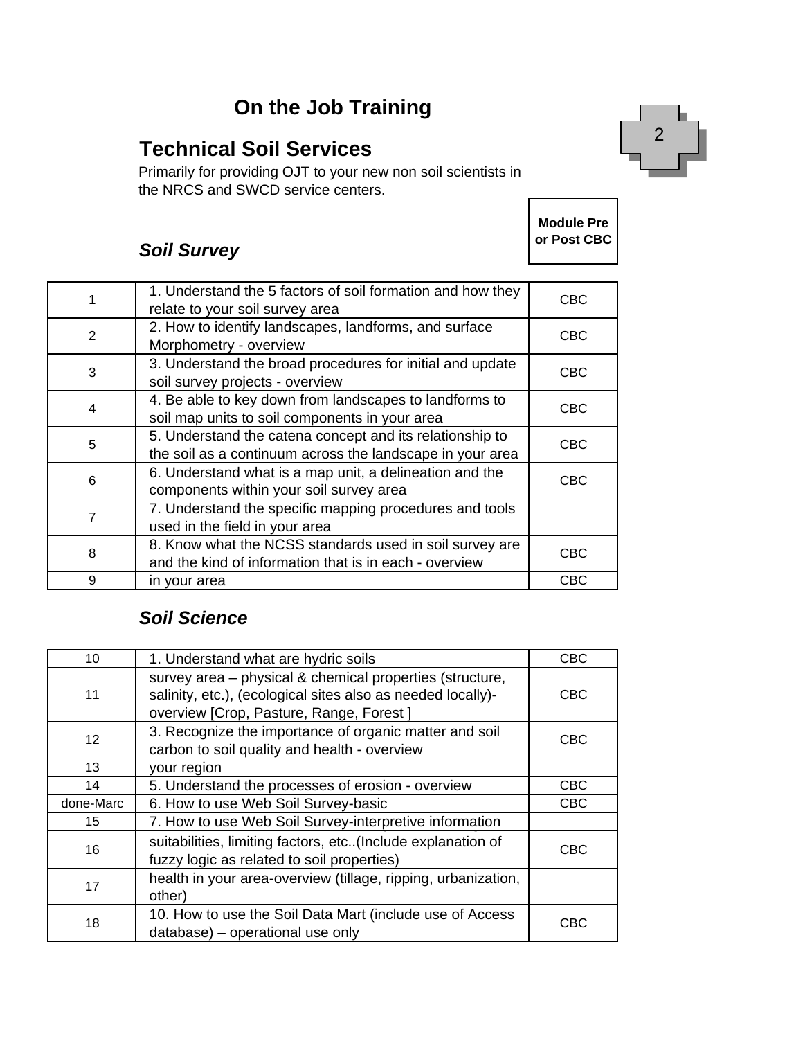# On the Job Training

## Technical Soil Services

Primarily for providing OJT to your new non soil scientists in the NRCS and SWCD service centers.

2

### *Soil Survey*

| | | Module Pre or Post CBC |
|---|---|---|
| 1 | 1. Understand the 5 factors of soil formation and how they relate to your soil survey area | CBC |
| 2 | 2. How to identify landscapes, landforms, and surface Morphometry - overview | CBC |
| 3 | 3. Understand the broad procedures for initial and update soil survey projects - overview | CBC |
| 4 | 4. Be able to key down from landscapes to landforms to soil map units to soil components in your area | CBC |
| 5 | 5. Understand the catena concept and its relationship to the soil as a continuum across the landscape in your area | CBC |
| 6 | 6. Understand what is a map unit, a delineation and the components within your soil survey area | CBC |
| 7 | 7. Understand the specific mapping procedures and tools used in the field in your area | |
| 8 | 8. Know what the NCSS standards used in soil survey are and the kind of information that is in each - overview | CBC |
| 9 | in your area | CBC |

### *Soil Science*

| | | |
|---|---|---|
| 10 | 1. Understand what are hydric soils | CBC |
| 11 | survey area – physical & chemical properties (structure, salinity, etc.), (ecological sites also as needed locally)- overview [Crop, Pasture, Range, Forest ] | CBC |
| 12 | 3. Recognize the importance of organic matter and soil carbon to soil quality and health - overview | CBC |
| 13 | your region | |
| 14 | 5. Understand the processes of erosion - overview | CBC |
| done-Marc | 6. How to use Web Soil Survey-basic | CBC |
| 15 | 7. How to use Web Soil Survey-interpretive information | |
| 16 | suitabilities, limiting factors, etc..(Include explanation of fuzzy logic as related to soil properties) | CBC |
| 17 | health in your area-overview (tillage, ripping, urbanization, other) | |
| 18 | 10. How to use the Soil Data Mart (include use of Access database) – operational use only | CBC |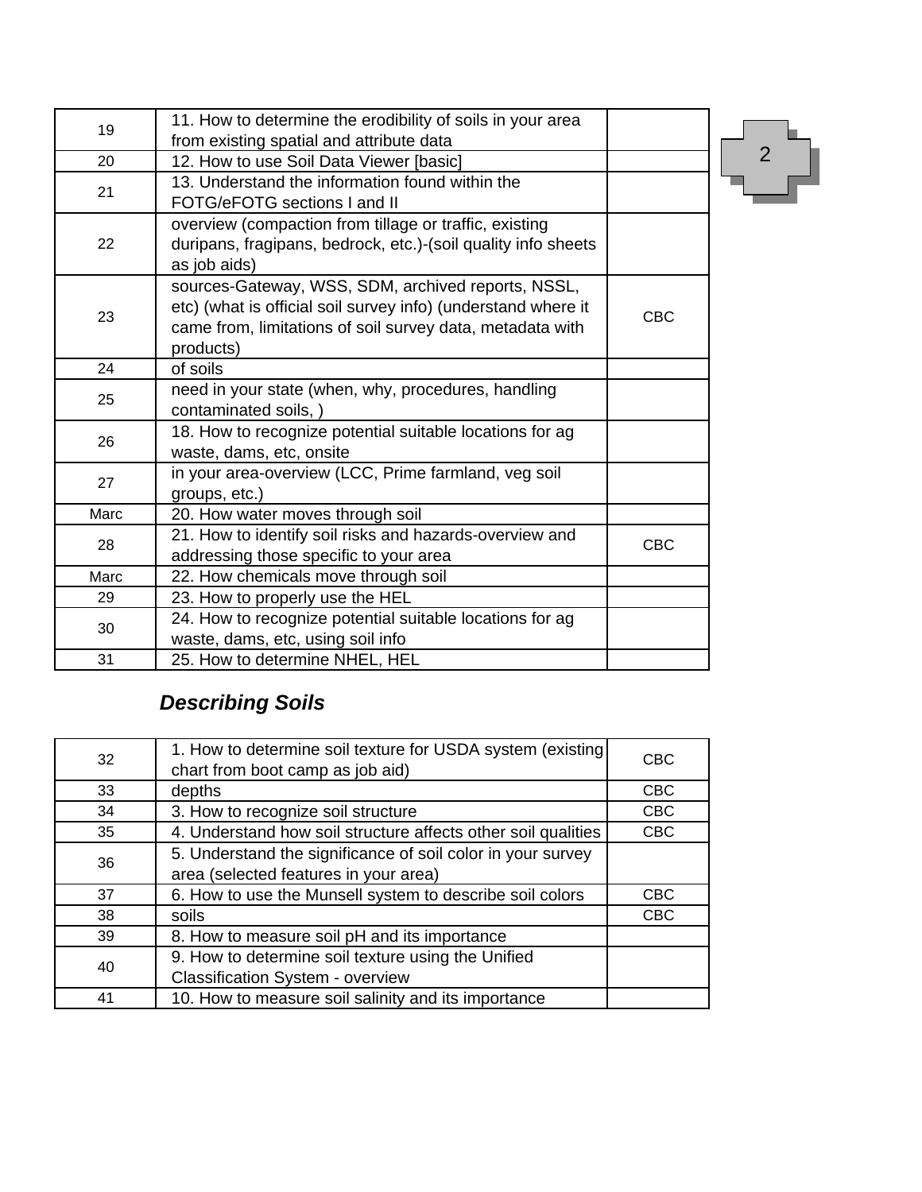| | | |
|---|---|---|
| 19 | 11. How to determine the erodibility of soils in your area from existing spatial and attribute data | |
| 20 | 12. How to use Soil Data Viewer [basic] | |
| 21 | 13. Understand the information found within the FOTG/eFOTG sections I and II | |
| 22 | overview (compaction from tillage or traffic, existing duripans, fragipans, bedrock, etc.)-(soil quality info sheets as job aids) | |
| 23 | sources-Gateway, WSS, SDM, archived reports, NSSL, etc) (what is official soil survey info) (understand where it came from, limitations of soil survey data, metadata with products) | CBC |
| 24 | of soils | |
| 25 | need in your state (when, why, procedures, handling contaminated soils, ) | |
| 26 | 18. How to recognize potential suitable locations for ag waste, dams, etc, onsite | |
| 27 | in your area-overview (LCC, Prime farmland, veg soil groups, etc.) | |
| Marc | 20. How water moves through soil | |
| 28 | 21. How to identify soil risks and hazards-overview and addressing those specific to your area | CBC |
| Marc | 22. How chemicals move through soil | |
| 29 | 23. How to properly use the HEL | |
| 30 | 24. How to recognize potential suitable locations for ag waste, dams, etc, using soil info | |
| 31 | 25. How to determine NHEL, HEL | |

### *Describing Soils*

| | | |
|---|---|---|
| 32 | 1. How to determine soil texture for USDA system (existing chart from boot camp as job aid) | CBC |
| 33 | depths | CBC |
| 34 | 3. How to recognize soil structure | CBC |
| 35 | 4. Understand how soil structure affects other soil qualities | CBC |
| 36 | 5. Understand the significance of soil color in your survey area (selected features in your area) | |
| 37 | 6. How to use the Munsell system to describe soil colors | CBC |
| 38 | soils | CBC |
| 39 | 8. How to measure soil pH and its importance | |
| 40 | 9. How to determine soil texture using the Unified Classification System - overview | |
| 41 | 10. How to measure soil salinity and its importance | |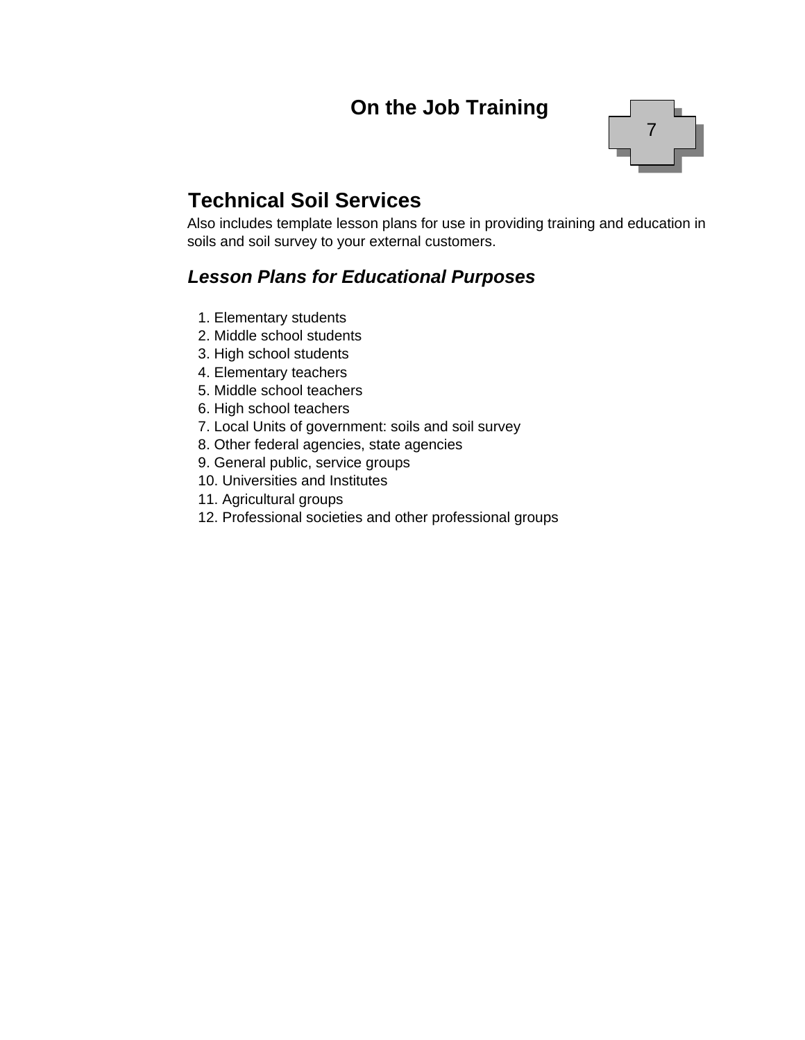# On the Job Training

7

## Technical Soil Services

Also includes template lesson plans for use in providing training and education in soils and soil survey to your external customers.

### *Lesson Plans for Educational Purposes*

1. Elementary students
2. Middle school students
3. High school students
4. Elementary teachers
5. Middle school teachers
6. High school teachers
7. Local Units of government: soils and soil survey
8. Other federal agencies, state agencies
9. General public, service groups
10. Universities and Institutes
11. Agricultural groups
12. Professional societies and other professional groups